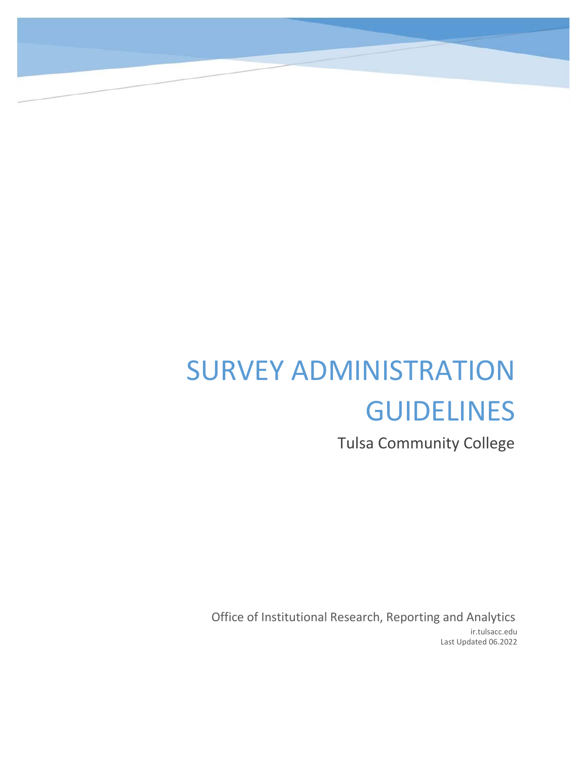# SURVEY ADMINISTRATION GUIDELINES

Tulsa Community College

Office of Institutional Research, Reporting and Analytics

ir.tulsacc.edu

Last Updated 06.2022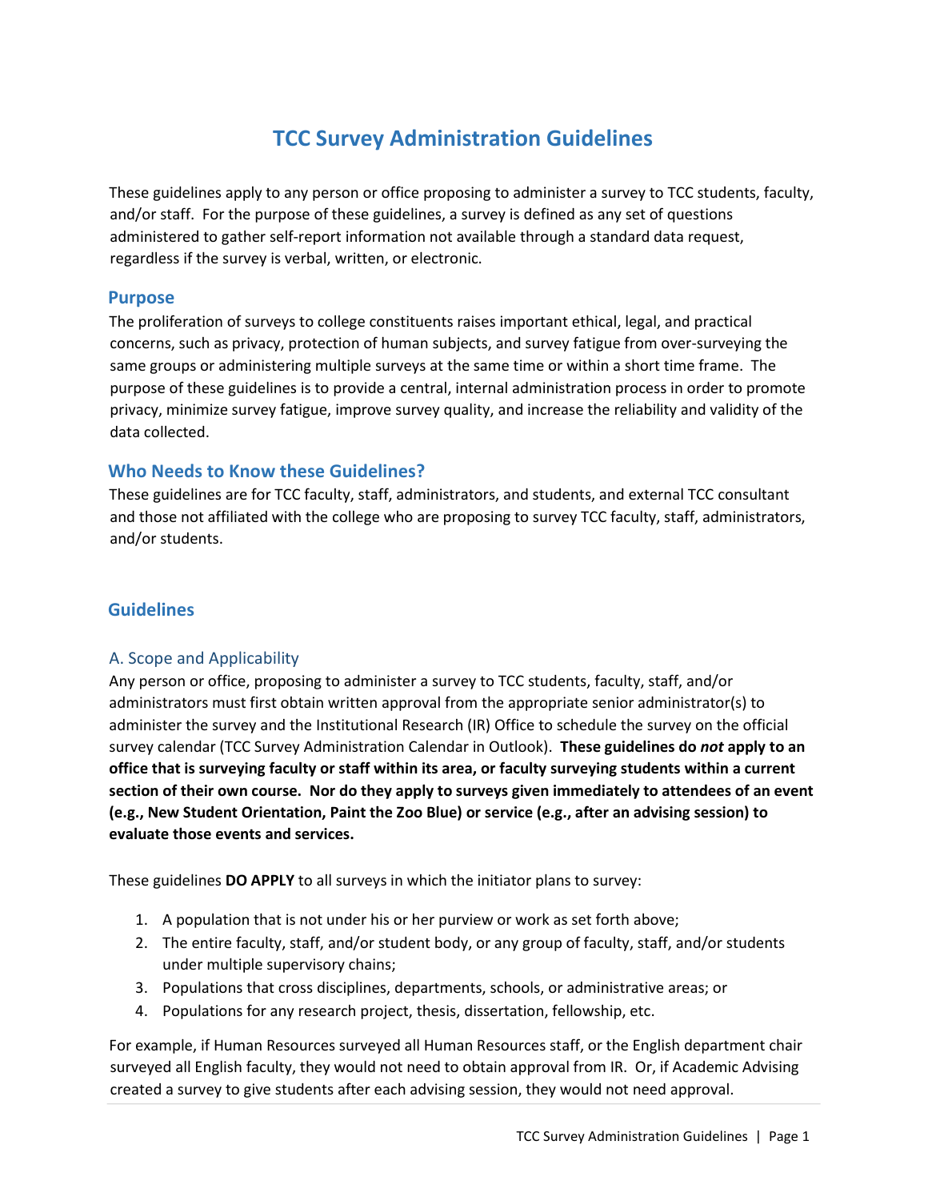# TCC Survey Administration Guidelines

These guidelines apply to any person or office proposing to administer a survey to TCC students, faculty, and/or staff. For the purpose of these guidelines, a survey is defined as any set of questions administered to gather self-report information not available through a standard data request, regardless if the survey is verbal, written, or electronic.

## Purpose

The proliferation of surveys to college constituents raises important ethical, legal, and practical concerns, such as privacy, protection of human subjects, and survey fatigue from over-surveying the same groups or administering multiple surveys at the same time or within a short time frame. The purpose of these guidelines is to provide a central, internal administration process in order to promote privacy, minimize survey fatigue, improve survey quality, and increase the reliability and validity of the data collected.

## Who Needs to Know these Guidelines?

These guidelines are for TCC faculty, staff, administrators, and students, and external TCC consultant and those not affiliated with the college who are proposing to survey TCC faculty, staff, administrators, and/or students.

## Guidelines

### A. Scope and Applicability

Any person or office, proposing to administer a survey to TCC students, faculty, staff, and/or administrators must first obtain written approval from the appropriate senior administrator(s) to administer the survey and the Institutional Research (IR) Office to schedule the survey on the official survey calendar (TCC Survey Administration Calendar in Outlook). **These guidelines do *not* apply to an office that is surveying faculty or staff within its area, or faculty surveying students within a current section of their own course. Nor do they apply to surveys given immediately to attendees of an event (e.g., New Student Orientation, Paint the Zoo Blue) or service (e.g., after an advising session) to evaluate those events and services.**

These guidelines **DO APPLY** to all surveys in which the initiator plans to survey:

1. A population that is not under his or her purview or work as set forth above;
2. The entire faculty, staff, and/or student body, or any group of faculty, staff, and/or students under multiple supervisory chains;
3. Populations that cross disciplines, departments, schools, or administrative areas; or
4. Populations for any research project, thesis, dissertation, fellowship, etc.

For example, if Human Resources surveyed all Human Resources staff, or the English department chair surveyed all English faculty, they would not need to obtain approval from IR. Or, if Academic Advising created a survey to give students after each advising session, they would not need approval.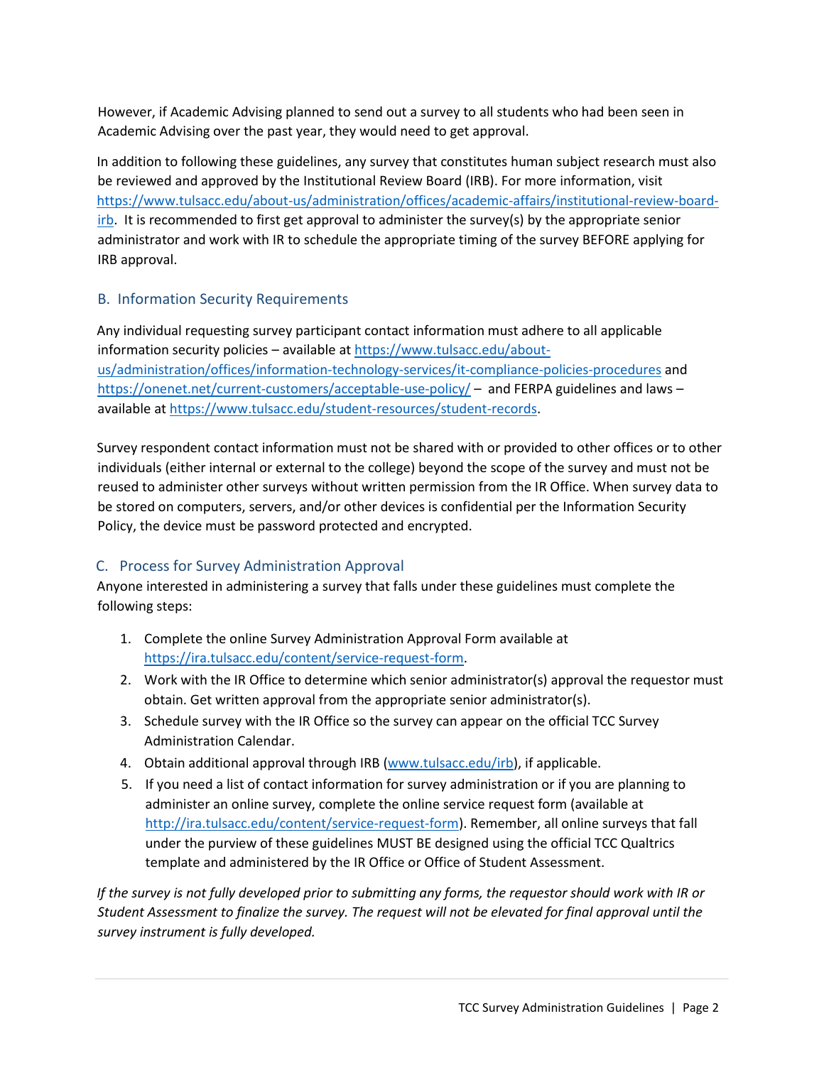However, if Academic Advising planned to send out a survey to all students who had been seen in Academic Advising over the past year, they would need to get approval.

In addition to following these guidelines, any survey that constitutes human subject research must also be reviewed and approved by the Institutional Review Board (IRB). For more information, visit [https://www.tulsacc.edu/about-us/administration/offices/academic-affairs/institutional-review-board-irb](https://www.tulsacc.edu/about-us/administration/offices/academic-affairs/institutional-review-board-irb). It is recommended to first get approval to administer the survey(s) by the appropriate senior administrator and work with IR to schedule the appropriate timing of the survey BEFORE applying for IRB approval.

## B. Information Security Requirements

Any individual requesting survey participant contact information must adhere to all applicable information security policies – available at [https://www.tulsacc.edu/about-us/administration/offices/information-technology-services/it-compliance-policies-procedures](https://www.tulsacc.edu/about-us/administration/offices/information-technology-services/it-compliance-policies-procedures) and [https://onenet.net/current-customers/acceptable-use-policy/](https://onenet.net/current-customers/acceptable-use-policy/) – and FERPA guidelines and laws – available at [https://www.tulsacc.edu/student-resources/student-records](https://www.tulsacc.edu/student-resources/student-records).

Survey respondent contact information must not be shared with or provided to other offices or to other individuals (either internal or external to the college) beyond the scope of the survey and must not be reused to administer other surveys without written permission from the IR Office. When survey data to be stored on computers, servers, and/or other devices is confidential per the Information Security Policy, the device must be password protected and encrypted.

## C. Process for Survey Administration Approval

Anyone interested in administering a survey that falls under these guidelines must complete the following steps:

1. Complete the online Survey Administration Approval Form available at [https://ira.tulsacc.edu/content/service-request-form](https://ira.tulsacc.edu/content/service-request-form).
2. Work with the IR Office to determine which senior administrator(s) approval the requestor must obtain. Get written approval from the appropriate senior administrator(s).
3. Schedule survey with the IR Office so the survey can appear on the official TCC Survey Administration Calendar.
4. Obtain additional approval through IRB ([www.tulsacc.edu/irb](www.tulsacc.edu/irb)), if applicable.
5. If you need a list of contact information for survey administration or if you are planning to administer an online survey, complete the online service request form (available at [http://ira.tulsacc.edu/content/service-request-form](http://ira.tulsacc.edu/content/service-request-form)). Remember, all online surveys that fall under the purview of these guidelines MUST BE designed using the official TCC Qualtrics template and administered by the IR Office or Office of Student Assessment.

*If the survey is not fully developed prior to submitting any forms, the requestor should work with IR or Student Assessment to finalize the survey. The request will not be elevated for final approval until the survey instrument is fully developed.*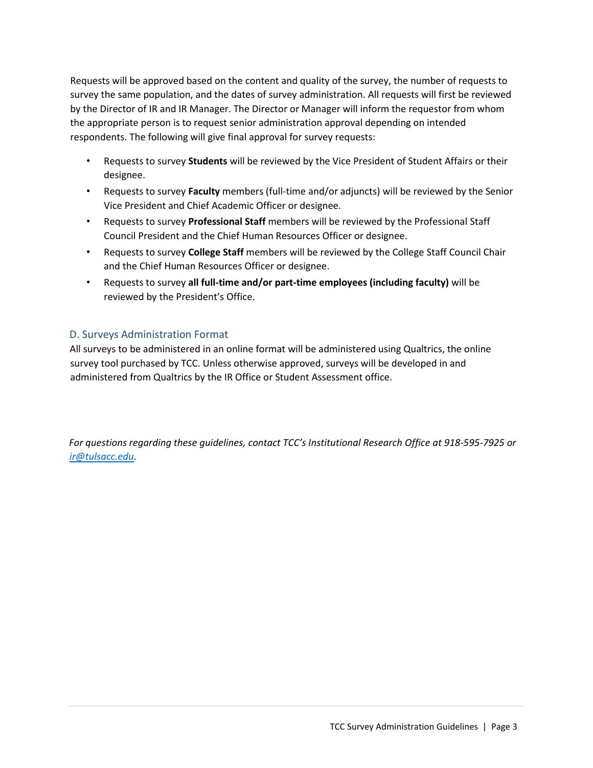Requests will be approved based on the content and quality of the survey, the number of requests to survey the same population, and the dates of survey administration. All requests will first be reviewed by the Director of IR and IR Manager. The Director or Manager will inform the requestor from whom the appropriate person is to request senior administration approval depending on intended respondents. The following will give final approval for survey requests:

- Requests to survey **Students** will be reviewed by the Vice President of Student Affairs or their designee.
- Requests to survey **Faculty** members (full-time and/or adjuncts) will be reviewed by the Senior Vice President and Chief Academic Officer or designee.
- Requests to survey **Professional Staff** members will be reviewed by the Professional Staff Council President and the Chief Human Resources Officer or designee.
- Requests to survey **College Staff** members will be reviewed by the College Staff Council Chair and the Chief Human Resources Officer or designee.
- Requests to survey **all full-time and/or part-time employees (including faculty)** will be reviewed by the President's Office.

### D. Surveys Administration Format

All surveys to be administered in an online format will be administered using Qualtrics, the online survey tool purchased by TCC. Unless otherwise approved, surveys will be developed in and administered from Qualtrics by the IR Office or Student Assessment office.

*For questions regarding these guidelines, contact TCC's Institutional Research Office at 918-595-7925 or [ir@tulsacc.edu](mailto:ir@tulsacc.edu).*